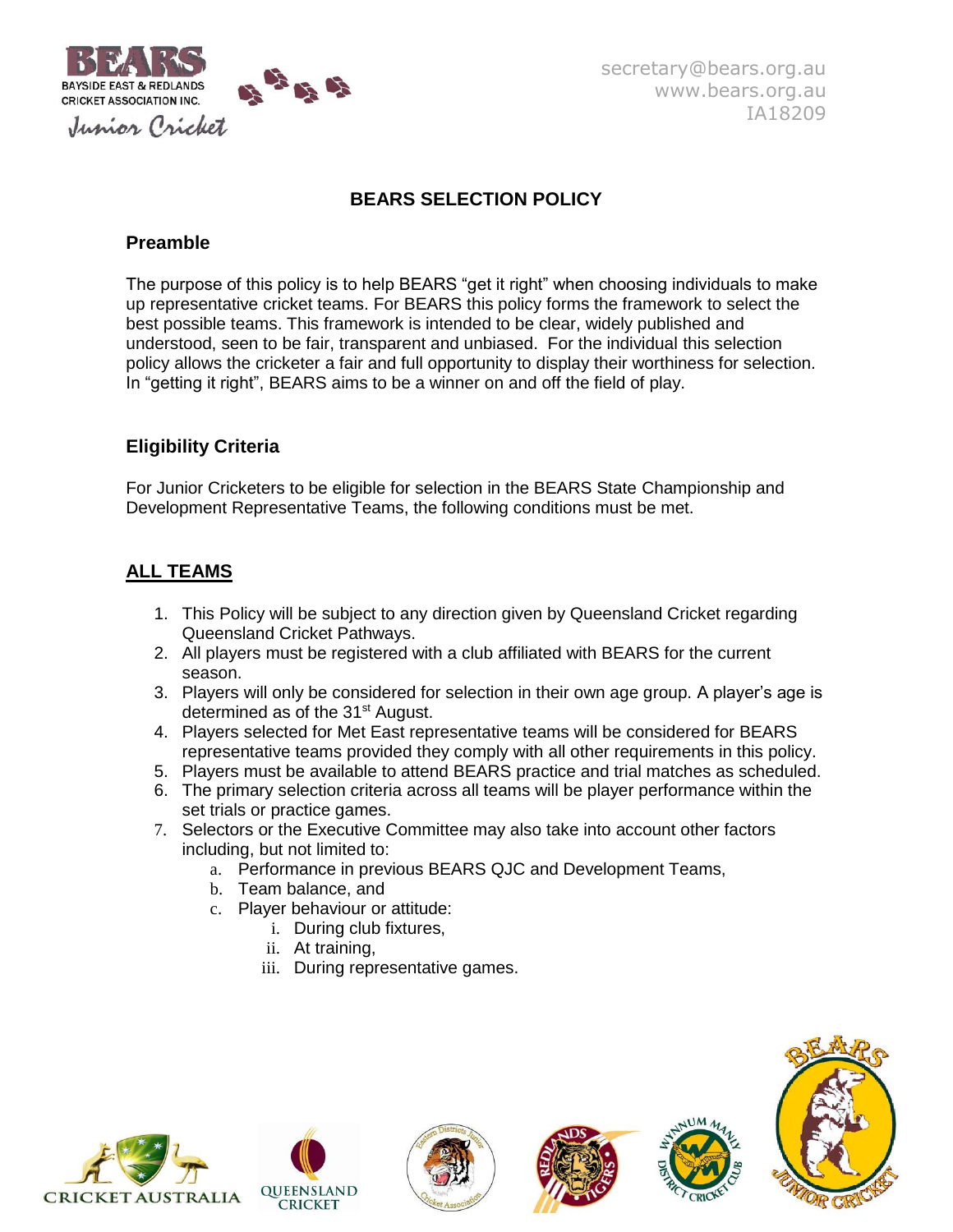secretary@bears.org.au
www.bears.org.au
IA18209

# BEARS SELECTION POLICY

## Preamble

The purpose of this policy is to help BEARS "get it right" when choosing individuals to make up representative cricket teams. For BEARS this policy forms the framework to select the best possible teams. This framework is intended to be clear, widely published and understood, seen to be fair, transparent and unbiased. For the individual this selection policy allows the cricketer a fair and full opportunity to display their worthiness for selection. In "getting it right", BEARS aims to be a winner on and off the field of play.

## Eligibility Criteria

For Junior Cricketers to be eligible for selection in the BEARS State Championship and Development Representative Teams, the following conditions must be met.

## <u>ALL TEAMS</u>

1. This Policy will be subject to any direction given by Queensland Cricket regarding Queensland Cricket Pathways.
2. All players must be registered with a club affiliated with BEARS for the current season.
3. Players will only be considered for selection in their own age group. A player's age is determined as of the 31st August.
4. Players selected for Met East representative teams will be considered for BEARS representative teams provided they comply with all other requirements in this policy.
5. Players must be available to attend BEARS practice and trial matches as scheduled.
6. The primary selection criteria across all teams will be player performance within the set trials or practice games.
7. Selectors or the Executive Committee may also take into account other factors including, but not limited to:
   a. Performance in previous BEARS QJC and Development Teams,
   b. Team balance, and
   c. Player behaviour or attitude:
      i. During club fixtures,
      ii. At training,
      iii. During representative games.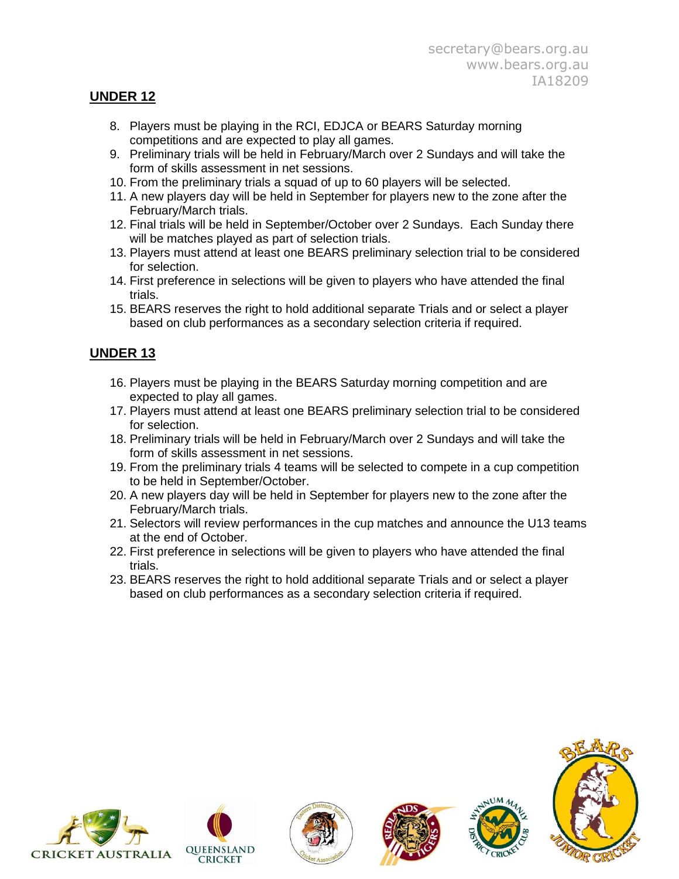## UNDER 12

8. Players must be playing in the RCI, EDJCA or BEARS Saturday morning competitions and are expected to play all games.
9. Preliminary trials will be held in February/March over 2 Sundays and will take the form of skills assessment in net sessions.
10. From the preliminary trials a squad of up to 60 players will be selected.
11. A new players day will be held in September for players new to the zone after the February/March trials.
12. Final trials will be held in September/October over 2 Sundays. Each Sunday there will be matches played as part of selection trials.
13. Players must attend at least one BEARS preliminary selection trial to be considered for selection.
14. First preference in selections will be given to players who have attended the final trials.
15. BEARS reserves the right to hold additional separate Trials and or select a player based on club performances as a secondary selection criteria if required.

## UNDER 13

16. Players must be playing in the BEARS Saturday morning competition and are expected to play all games.
17. Players must attend at least one BEARS preliminary selection trial to be considered for selection.
18. Preliminary trials will be held in February/March over 2 Sundays and will take the form of skills assessment in net sessions.
19. From the preliminary trials 4 teams will be selected to compete in a cup competition to be held in September/October.
20. A new players day will be held in September for players new to the zone after the February/March trials.
21. Selectors will review performances in the cup matches and announce the U13 teams at the end of October.
22. First preference in selections will be given to players who have attended the final trials.
23. BEARS reserves the right to hold additional separate Trials and or select a player based on club performances as a secondary selection criteria if required.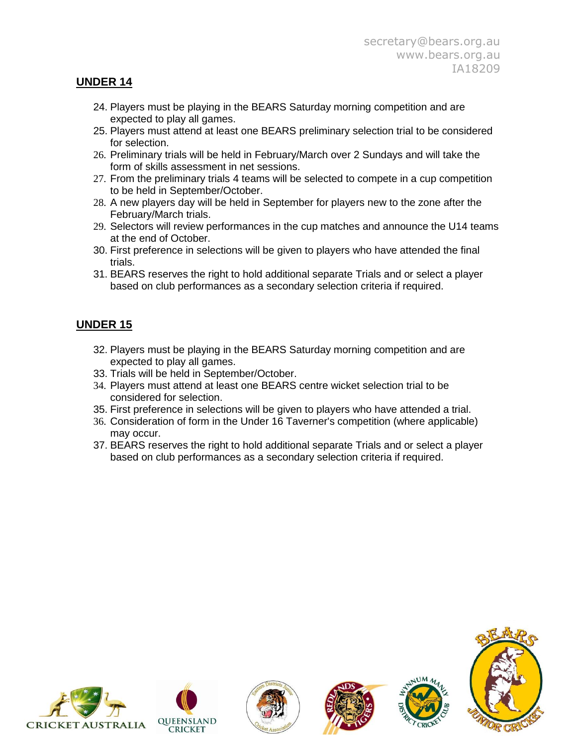## UNDER 14

24. Players must be playing in the BEARS Saturday morning competition and are expected to play all games.
25. Players must attend at least one BEARS preliminary selection trial to be considered for selection.
26. Preliminary trials will be held in February/March over 2 Sundays and will take the form of skills assessment in net sessions.
27. From the preliminary trials 4 teams will be selected to compete in a cup competition to be held in September/October.
28. A new players day will be held in September for players new to the zone after the February/March trials.
29. Selectors will review performances in the cup matches and announce the U14 teams at the end of October.
30. First preference in selections will be given to players who have attended the final trials.
31. BEARS reserves the right to hold additional separate Trials and or select a player based on club performances as a secondary selection criteria if required.

## UNDER 15

32. Players must be playing in the BEARS Saturday morning competition and are expected to play all games.
33. Trials will be held in September/October.
34. Players must attend at least one BEARS centre wicket selection trial to be considered for selection.
35. First preference in selections will be given to players who have attended a trial.
36. Consideration of form in the Under 16 Taverner's competition (where applicable) may occur.
37. BEARS reserves the right to hold additional separate Trials and or select a player based on club performances as a secondary selection criteria if required.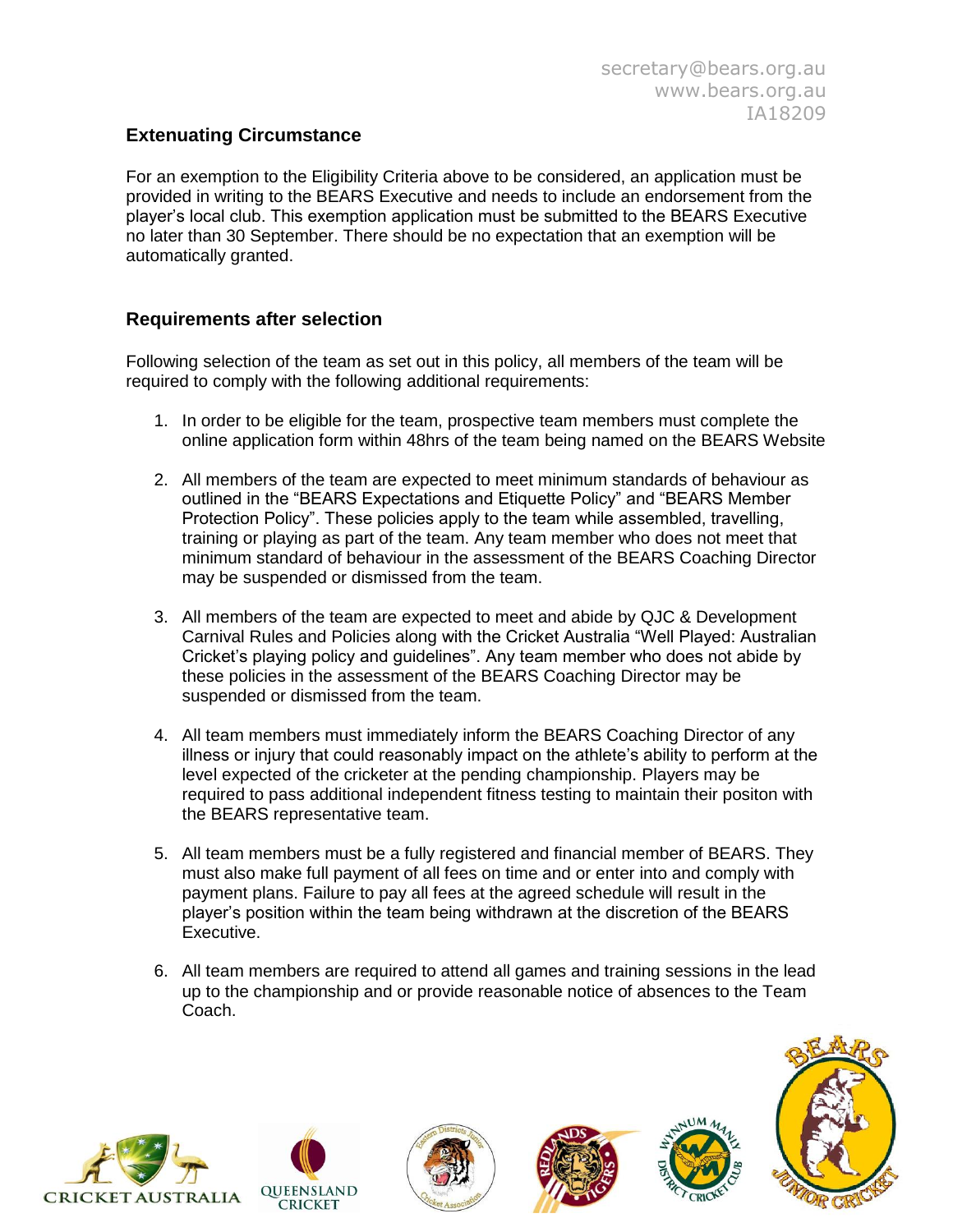## Extenuating Circumstance

For an exemption to the Eligibility Criteria above to be considered, an application must be provided in writing to the BEARS Executive and needs to include an endorsement from the player's local club. This exemption application must be submitted to the BEARS Executive no later than 30 September. There should be no expectation that an exemption will be automatically granted.

## Requirements after selection

Following selection of the team as set out in this policy, all members of the team will be required to comply with the following additional requirements:

1. In order to be eligible for the team, prospective team members must complete the online application form within 48hrs of the team being named on the BEARS Website
2. All members of the team are expected to meet minimum standards of behaviour as outlined in the "BEARS Expectations and Etiquette Policy" and "BEARS Member Protection Policy". These policies apply to the team while assembled, travelling, training or playing as part of the team. Any team member who does not meet that minimum standard of behaviour in the assessment of the BEARS Coaching Director may be suspended or dismissed from the team.
3. All members of the team are expected to meet and abide by QJC & Development Carnival Rules and Policies along with the Cricket Australia "Well Played: Australian Cricket's playing policy and guidelines". Any team member who does not abide by these policies in the assessment of the BEARS Coaching Director may be suspended or dismissed from the team.
4. All team members must immediately inform the BEARS Coaching Director of any illness or injury that could reasonably impact on the athlete's ability to perform at the level expected of the cricketer at the pending championship. Players may be required to pass additional independent fitness testing to maintain their positon with the BEARS representative team.
5. All team members must be a fully registered and financial member of BEARS. They must also make full payment of all fees on time and or enter into and comply with payment plans. Failure to pay all fees at the agreed schedule will result in the player's position within the team being withdrawn at the discretion of the BEARS Executive.
6. All team members are required to attend all games and training sessions in the lead up to the championship and or provide reasonable notice of absences to the Team Coach.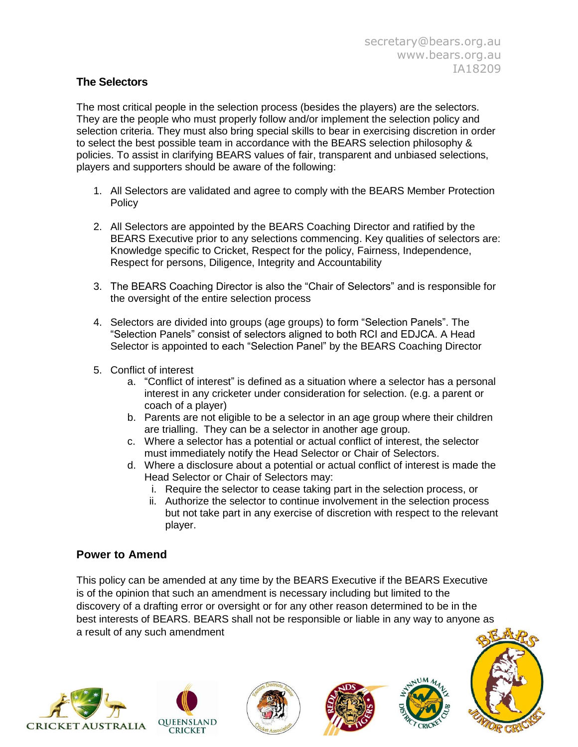## The Selectors

The most critical people in the selection process (besides the players) are the selectors. They are the people who must properly follow and/or implement the selection policy and selection criteria. They must also bring special skills to bear in exercising discretion in order to select the best possible team in accordance with the BEARS selection philosophy & policies. To assist in clarifying BEARS values of fair, transparent and unbiased selections, players and supporters should be aware of the following:

1. All Selectors are validated and agree to comply with the BEARS Member Protection Policy

2. All Selectors are appointed by the BEARS Coaching Director and ratified by the BEARS Executive prior to any selections commencing. Key qualities of selectors are: Knowledge specific to Cricket, Respect for the policy, Fairness, Independence, Respect for persons, Diligence, Integrity and Accountability

3. The BEARS Coaching Director is also the "Chair of Selectors" and is responsible for the oversight of the entire selection process

4. Selectors are divided into groups (age groups) to form "Selection Panels". The "Selection Panels" consist of selectors aligned to both RCI and EDJCA. A Head Selector is appointed to each "Selection Panel" by the BEARS Coaching Director

5. Conflict of interest
   a. "Conflict of interest" is defined as a situation where a selector has a personal interest in any cricketer under consideration for selection. (e.g. a parent or coach of a player)
   b. Parents are not eligible to be a selector in an age group where their children are trialling. They can be a selector in another age group.
   c. Where a selector has a potential or actual conflict of interest, the selector must immediately notify the Head Selector or Chair of Selectors.
   d. Where a disclosure about a potential or actual conflict of interest is made the Head Selector or Chair of Selectors may:
      i. Require the selector to cease taking part in the selection process, or
      ii. Authorize the selector to continue involvement in the selection process but not take part in any exercise of discretion with respect to the relevant player.

## Power to Amend

This policy can be amended at any time by the BEARS Executive if the BEARS Executive is of the opinion that such an amendment is necessary including but limited to the discovery of a drafting error or oversight or for any other reason determined to be in the best interests of BEARS. BEARS shall not be responsible or liable in any way to anyone as a result of any such amendment